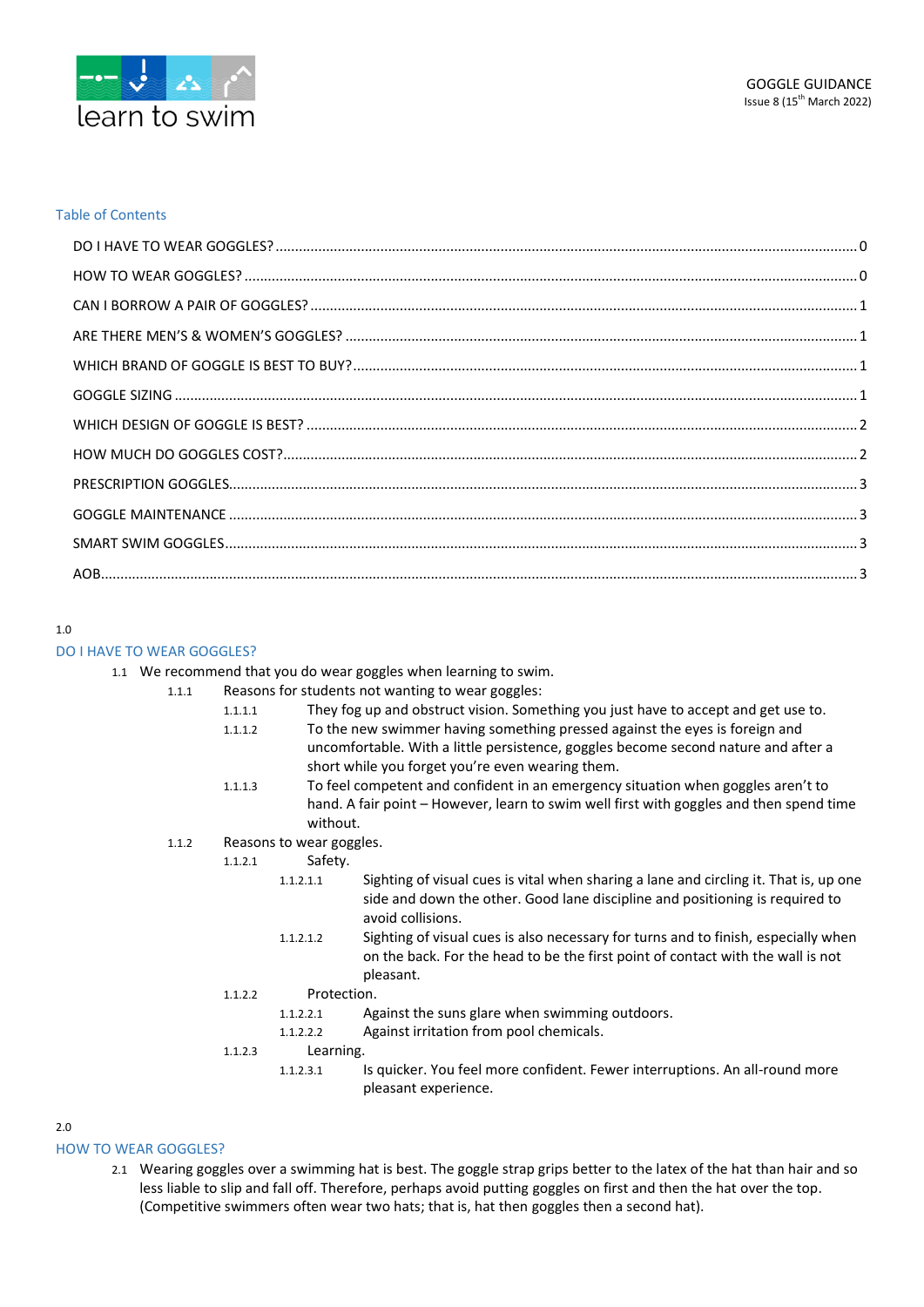GOGGLE GUIDANCE
Issue 8 (15th March 2022)

learn to swim

Table of Contents

- DO I HAVE TO WEAR GOGGLES? ..... 0
- HOW TO WEAR GOGGLES? ..... 0
- CAN I BORROW A PAIR OF GOGGLES? ..... 1
- ARE THERE MEN'S & WOMEN'S GOGGLES? ..... 1
- WHICH BRAND OF GOGGLE IS BEST TO BUY? ..... 1
- GOGGLE SIZING ..... 1
- WHICH DESIGN OF GOGGLE IS BEST? ..... 2
- HOW MUCH DO GOGGLES COST? ..... 2
- PRESCRIPTION GOGGLES ..... 3
- GOGGLE MAINTENANCE ..... 3
- SMART SWIM GOGGLES ..... 3
- AOB ..... 3

## 1.0 DO I HAVE TO WEAR GOGGLES?

1.1 We recommend that you do wear goggles when learning to swim.

- 1.1.1 Reasons for students not wanting to wear goggles:
  - 1.1.1.1 They fog up and obstruct vision. Something you just have to accept and get use to.
  - 1.1.1.2 To the new swimmer having something pressed against the eyes is foreign and uncomfortable. With a little persistence, goggles become second nature and after a short while you forget you're even wearing them.
  - 1.1.1.3 To feel competent and confident in an emergency situation when goggles aren't to hand. A fair point – However, learn to swim well first with goggles and then spend time without.
- 1.1.2 Reasons to wear goggles.
  - 1.1.2.1 Safety.
    - 1.1.2.1.1 Sighting of visual cues is vital when sharing a lane and circling it. That is, up one side and down the other. Good lane discipline and positioning is required to avoid collisions.
    - 1.1.2.1.2 Sighting of visual cues is also necessary for turns and to finish, especially when on the back. For the head to be the first point of contact with the wall is not pleasant.
  - 1.1.2.2 Protection.
    - 1.1.2.2.1 Against the suns glare when swimming outdoors.
    - 1.1.2.2.2 Against irritation from pool chemicals.
  - 1.1.2.3 Learning.
    - 1.1.2.3.1 Is quicker. You feel more confident. Fewer interruptions. An all-round more pleasant experience.

## 2.0 HOW TO WEAR GOGGLES?

2.1 Wearing goggles over a swimming hat is best. The goggle strap grips better to the latex of the hat than hair and so less liable to slip and fall off. Therefore, perhaps avoid putting goggles on first and then the hat over the top. (Competitive swimmers often wear two hats; that is, hat then goggles then a second hat).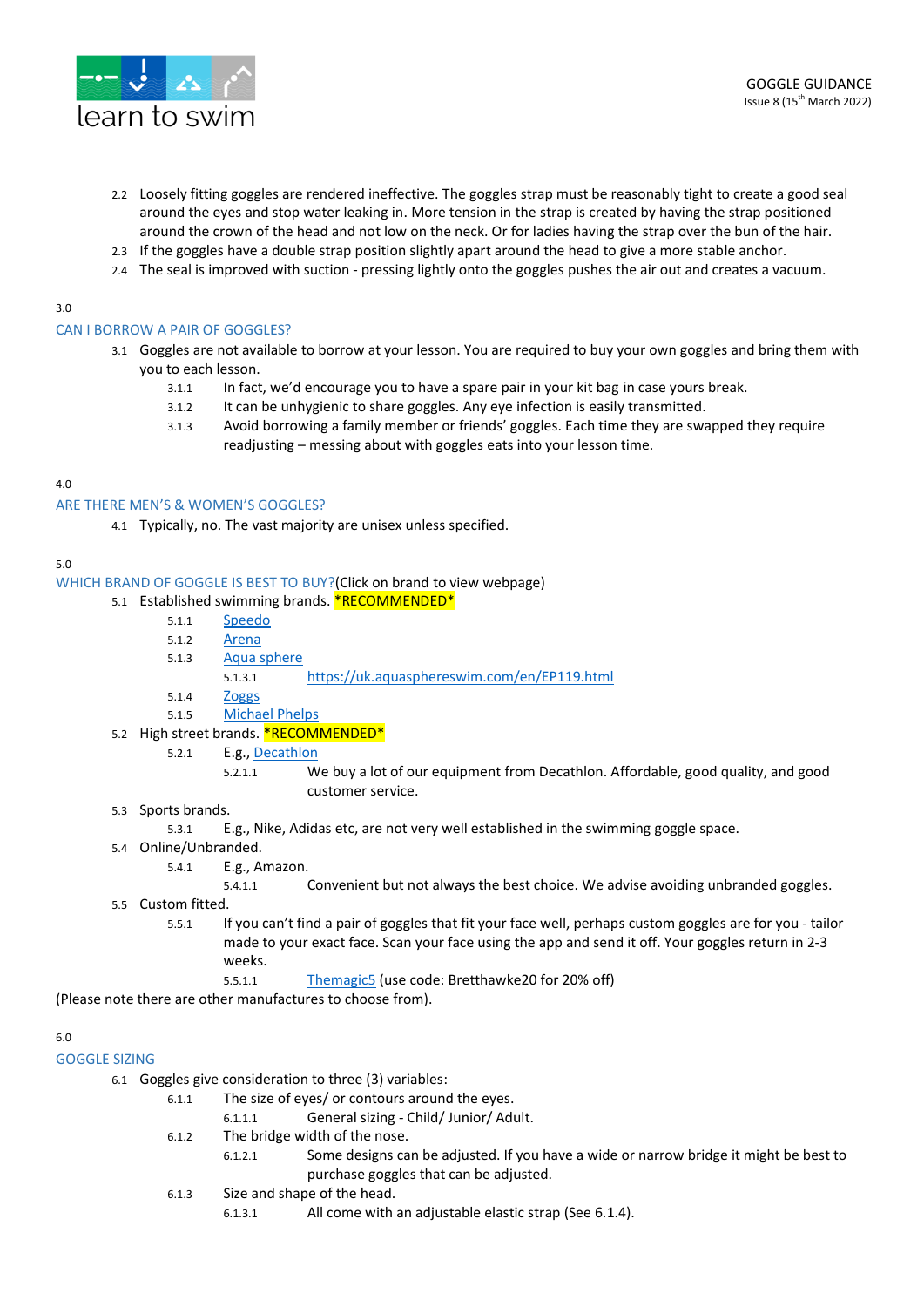2.2 Loosely fitting goggles are rendered ineffective. The goggles strap must be reasonably tight to create a good seal around the eyes and stop water leaking in. More tension in the strap is created by having the strap positioned around the crown of the head and not low on the neck. Or for ladies having the strap over the bun of the hair.

2.3 If the goggles have a double strap position slightly apart around the head to give a more stable anchor.

2.4 The seal is improved with suction - pressing lightly onto the goggles pushes the air out and creates a vacuum.

3.0

## CAN I BORROW A PAIR OF GOGGLES?

3.1 Goggles are not available to borrow at your lesson. You are required to buy your own goggles and bring them with you to each lesson.

- 3.1.1 In fact, we'd encourage you to have a spare pair in your kit bag in case yours break.
- 3.1.2 It can be unhygienic to share goggles. Any eye infection is easily transmitted.
- 3.1.3 Avoid borrowing a family member or friends' goggles. Each time they are swapped they require readjusting – messing about with goggles eats into your lesson time.

4.0

## ARE THERE MEN'S & WOMEN'S GOGGLES?

4.1 Typically, no. The vast majority are unisex unless specified.

5.0

## WHICH BRAND OF GOGGLE IS BEST TO BUY?(Click on brand to view webpage)

5.1 Established swimming brands. *RECOMMENDED*

- 5.1.1 Speedo
- 5.1.2 Arena
- 5.1.3 Aqua sphere
  - 5.1.3.1 https://uk.aquaspheresswim.com/en/EP119.html
- 5.1.4 Zoggs
- 5.1.5 Michael Phelps

5.2 High street brands. *RECOMMENDED*

- 5.2.1 E.g., Decathlon
  - 5.2.1.1 We buy a lot of our equipment from Decathlon. Affordable, good quality, and good customer service.

5.3 Sports brands.

- 5.3.1 E.g., Nike, Adidas etc, are not very well established in the swimming goggle space.

5.4 Online/Unbranded.

- 5.4.1 E.g., Amazon.
  - 5.4.1.1 Convenient but not always the best choice. We advise avoiding unbranded goggles.

5.5 Custom fitted.

- 5.5.1 If you can't find a pair of goggles that fit your face well, perhaps custom goggles are for you - tailor made to your exact face. Scan your face using the app and send it off. Your goggles return in 2-3 weeks.
  - 5.5.1.1 Themagic5 (use code: Bretthawke20 for 20% off)

(Please note there are other manufactures to choose from).

6.0

## GOGGLE SIZING

6.1 Goggles give consideration to three (3) variables:

- 6.1.1 The size of eyes/ or contours around the eyes.
  - 6.1.1.1 General sizing - Child/ Junior/ Adult.
- 6.1.2 The bridge width of the nose.
  - 6.1.2.1 Some designs can be adjusted. If you have a wide or narrow bridge it might be best to purchase goggles that can be adjusted.
- 6.1.3 Size and shape of the head.
  - 6.1.3.1 All come with an adjustable elastic strap (See 6.1.4).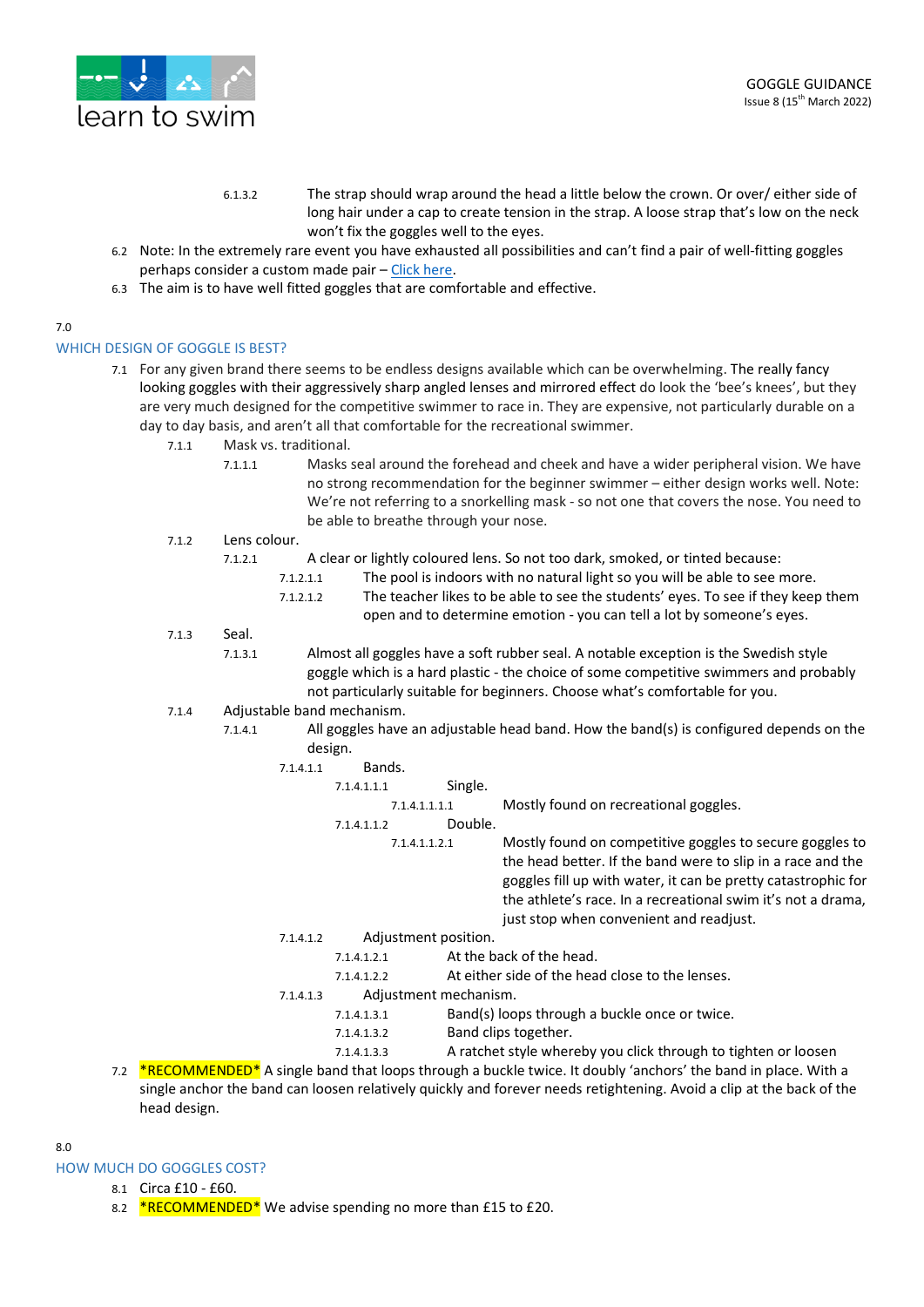6.1.3.2 The strap should wrap around the head a little below the crown. Or over/ either side of long hair under a cap to create tension in the strap. A loose strap that's low on the neck won't fix the goggles well to the eyes.

6.2 Note: In the extremely rare event you have exhausted all possibilities and can't find a pair of well-fitting goggles perhaps consider a custom made pair – [Click here](#).

6.3 The aim is to have well fitted goggles that are comfortable and effective.

## 7.0 WHICH DESIGN OF GOGGLE IS BEST?

7.1 For any given brand there seems to be endless designs available which can be overwhelming. The really fancy looking goggles with their aggressively sharp angled lenses and mirrored effect do look the 'bee's knees', but they are very much designed for the competitive swimmer to race in. They are expensive, not particularly durable on a day to day basis, and aren't all that comfortable for the recreational swimmer.

- 7.1.1 Mask vs. traditional.
  - 7.1.1.1 Masks seal around the forehead and cheek and have a wider peripheral vision. We have no strong recommendation for the beginner swimmer – either design works well. Note: We're not referring to a snorkelling mask - so not one that covers the nose. You need to be able to breathe through your nose.
- 7.1.2 Lens colour.
  - 7.1.2.1 A clear or lightly coloured lens. So not too dark, smoked, or tinted because:
    - 7.1.2.1.1 The pool is indoors with no natural light so you will be able to see more.
    - 7.1.2.1.2 The teacher likes to be able to see the students' eyes. To see if they keep them open and to determine emotion - you can tell a lot by someone's eyes.
- 7.1.3 Seal.
  - 7.1.3.1 Almost all goggles have a soft rubber seal. A notable exception is the Swedish style goggle which is a hard plastic - the choice of some competitive swimmers and probably not particularly suitable for beginners. Choose what's comfortable for you.
- 7.1.4 Adjustable band mechanism.
  - 7.1.4.1 All goggles have an adjustable head band. How the band(s) is configured depends on the design.
    - 7.1.4.1.1 Bands.
      - 7.1.4.1.1.1 Single.
        - 7.1.4.1.1.1.1 Mostly found on recreational goggles.
      - 7.1.4.1.1.2 Double.
        - 7.1.4.1.1.2.1 Mostly found on competitive goggles to secure goggles to the head band better. If the band were to slip in a race and the goggles fill up with water, it can be pretty catastrophic for the athlete's race. In a recreational swim it's not a drama, just stop when convenient and readjust.
    - 7.1.4.1.2 Adjustment position.
      - 7.1.4.1.2.1 At the back of the head.
      - 7.1.4.1.2.2 At either side of the head close to the lenses.
    - 7.1.4.1.3 Adjustment mechanism.
      - 7.1.4.1.3.1 Band(s) loops through a buckle once or twice.
      - 7.1.4.1.3.2 Band clips together.
      - 7.1.4.1.3.3 A ratchet style whereby you click through to tighten or loosen

7.2 ==*RECOMMENDED*== A single band that loops through a buckle twice. It doubly 'anchors' the band in place. With a single anchor the band can loosen relatively quickly and forever needs retightening. Avoid a clip at the back of the head design.

## 8.0 HOW MUCH DO GOGGLES COST?

8.1 Circa £10 - £60.

8.2 ==*RECOMMENDED*== We advise spending no more than £15 to £20.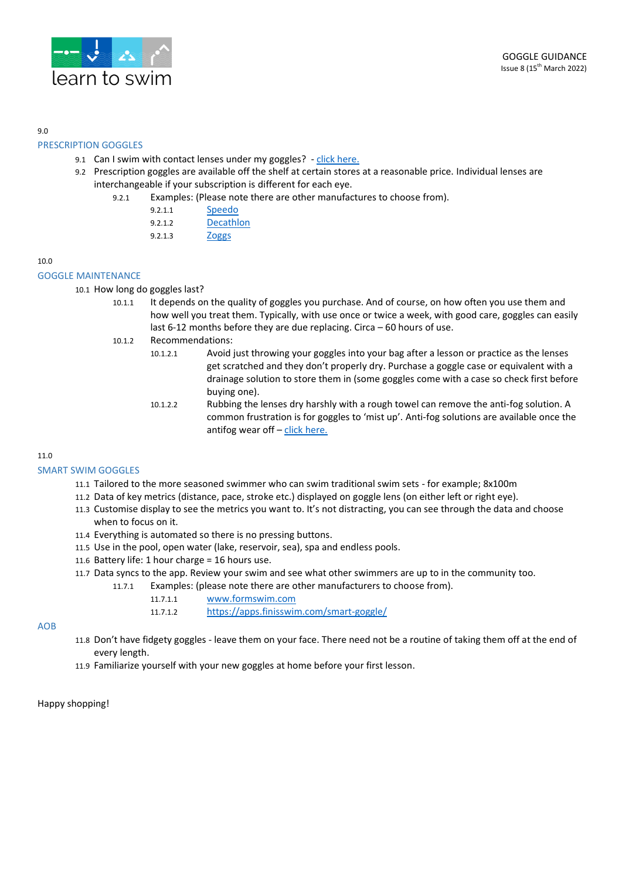9.0

## PRESCRIPTION GOGGLES

- 9.1 Can I swim with contact lenses under my goggles? - click here.
- 9.2 Prescription goggles are available off the shelf at certain stores at a reasonable price. Individual lenses are interchangeable if your subscription is different for each eye.
  - 9.2.1 Examples: (Please note there are other manufactures to choose from).
    - 9.2.1.1 Speedo
    - 9.2.1.2 Decathlon
    - 9.2.1.3 Zoggs

10.0

## GOGGLE MAINTENANCE

- 10.1 How long do goggles last?
  - 10.1.1 It depends on the quality of goggles you purchase. And of course, on how often you use them and how well you treat them. Typically, with use once or twice a week, with good care, goggles can easily last 6-12 months before they are due replacing. Circa – 60 hours of use.
  - 10.1.2 Recommendations:
    - 10.1.2.1 Avoid just throwing your goggles into your bag after a lesson or practice as the lenses get scratched and they don't properly dry. Purchase a goggle case or equivalent with a drainage solution to store them in (some goggles come with a case so check first before buying one).
    - 10.1.2.2 Rubbing the lenses dry harshly with a rough towel can remove the anti-fog solution. A common frustration is for goggles to 'mist up'. Anti-fog solutions are available once the antifog wear off – click here.

11.0

## SMART SWIM GOGGLES

- 11.1 Tailored to the more seasoned swimmer who can swim traditional swim sets - for example; 8x100m
- 11.2 Data of key metrics (distance, pace, stroke etc.) displayed on goggle lens (on either left or right eye).
- 11.3 Customise display to see the metrics you want to. It's not distracting, you can see through the data and choose when to focus on it.
- 11.4 Everything is automated so there is no pressing buttons.
- 11.5 Use in the pool, open water (lake, reservoir, sea), spa and endless pools.
- 11.6 Battery life: 1 hour charge = 16 hours use.
- 11.7 Data syncs to the app. Review your swim and see what other swimmers are up to in the community too.
  - 11.7.1 Examples: (please note there are other manufacturers to choose from).
    - 11.7.1.1 www.formswim.com
    - 11.7.1.2 https://apps.finisswim.com/smart-goggle/

## AOB

- 11.8 Don't have fidgety goggles - leave them on your face. There need not be a routine of taking them off at the end of every length.
- 11.9 Familiarize yourself with your new goggles at home before your first lesson.

Happy shopping!